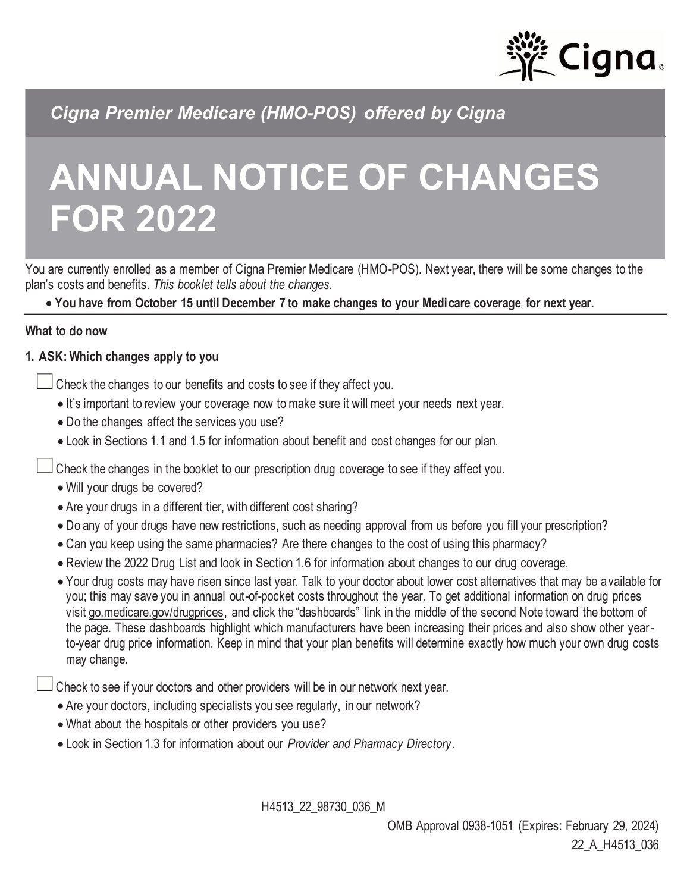Cigna

*Cigna Premier Medicare (HMO-POS) offered by Cigna*

# ANNUAL NOTICE OF CHANGES FOR 2022

You are currently enrolled as a member of Cigna Premier Medicare (HMO-POS). Next year, there will be some changes to the plan's costs and benefits. *This booklet tells about the changes*.

- **You have from October 15 until December 7 to make changes to your Medicare coverage for next year.**

**What to do now**

**1. ASK: Which changes apply to you**

☐ Check the changes to our benefits and costs to see if they affect you.

- It's important to review your coverage now to make sure it will meet your needs next year.
- Do the changes affect the services you use?
- Look in Sections 1.1 and 1.5 for information about benefit and cost changes for our plan.

☐ Check the changes in the booklet to our prescription drug coverage to see if they affect you.

- Will your drugs be covered?
- Are your drugs in a different tier, with different cost sharing?
- Do any of your drugs have new restrictions, such as needing approval from us before you fill your prescription?
- Can you keep using the same pharmacies? Are there changes to the cost of using this pharmacy?
- Review the 2022 Drug List and look in Section 1.6 for information about changes to our drug coverage.
- Your drug costs may have risen since last year. Talk to your doctor about lower cost alternatives that may be available for you; this may save you in annual out-of-pocket costs throughout the year. To get additional information on drug prices visit go.medicare.gov/drugprices, and click the "dashboards" link in the middle of the second Note toward the bottom of the page. These dashboards highlight which manufacturers have been increasing their prices and also show other year-to-year drug price information. Keep in mind that your plan benefits will determine exactly how much your own drug costs may change.

☐ Check to see if your doctors and other providers will be in our network next year.

- Are your doctors, including specialists you see regularly, in our network?
- What about the hospitals or other providers you use?
- Look in Section 1.3 for information about our *Provider and Pharmacy Directory*.

H4513_22_98730_036_M

OMB Approval 0938-1051 (Expires: February 29, 2024)

22_A_H4513_036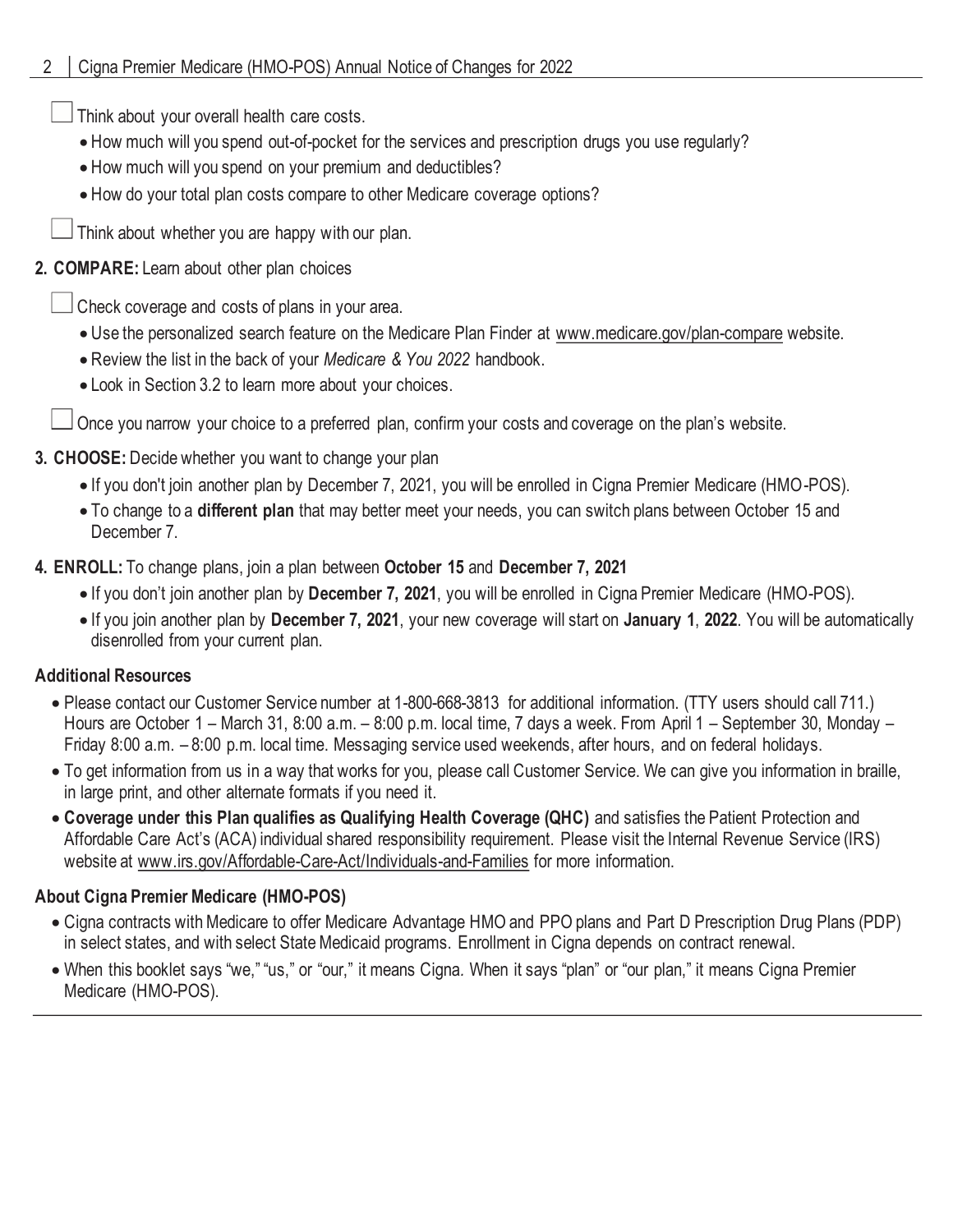☐ Think about your overall health care costs.

- How much will you spend out-of-pocket for the services and prescription drugs you use regularly?
- How much will you spend on your premium and deductibles?
- How do your total plan costs compare to other Medicare coverage options?

☐ Think about whether you are happy with our plan.

**2. COMPARE:** Learn about other plan choices

☐ Check coverage and costs of plans in your area.

- Use the personalized search feature on the Medicare Plan Finder at www.medicare.gov/plan-compare website.
- Review the list in the back of your *Medicare & You 2022* handbook.
- Look in Section 3.2 to learn more about your choices.

☐ Once you narrow your choice to a preferred plan, confirm your costs and coverage on the plan's website.

**3. CHOOSE:** Decide whether you want to change your plan

- If you don't join another plan by December 7, 2021, you will be enrolled in Cigna Premier Medicare (HMO-POS).
- To change to a **different plan** that may better meet your needs, you can switch plans between October 15 and December 7.

**4. ENROLL:** To change plans, join a plan between **October 15** and **December 7, 2021**

- If you don't join another plan by **December 7, 2021**, you will be enrolled in Cigna Premier Medicare (HMO-POS).
- If you join another plan by **December 7, 2021**, your new coverage will start on **January 1**, **2022**. You will be automatically disenrolled from your current plan.

**Additional Resources**

- Please contact our Customer Service number at 1-800-668-3813 for additional information. (TTY users should call 711.) Hours are October 1 – March 31, 8:00 a.m. – 8:00 p.m. local time, 7 days a week. From April 1 – September 30, Monday – Friday 8:00 a.m. – 8:00 p.m. local time. Messaging service used weekends, after hours, and on federal holidays.
- To get information from us in a way that works for you, please call Customer Service. We can give you information in braille, in large print, and other alternate formats if you need it.
- **Coverage under this Plan qualifies as Qualifying Health Coverage (QHC)** and satisfies the Patient Protection and Affordable Care Act's (ACA) individual shared responsibility requirement. Please visit the Internal Revenue Service (IRS) website at www.irs.gov/Affordable-Care-Act/Individuals-and-Families for more information.

**About Cigna Premier Medicare (HMO-POS)**

- Cigna contracts with Medicare to offer Medicare Advantage HMO and PPO plans and Part D Prescription Drug Plans (PDP) in select states, and with select State Medicaid programs. Enrollment in Cigna depends on contract renewal.
- When this booklet says "we," "us," or "our," it means Cigna. When it says "plan" or "our plan," it means Cigna Premier Medicare (HMO-POS).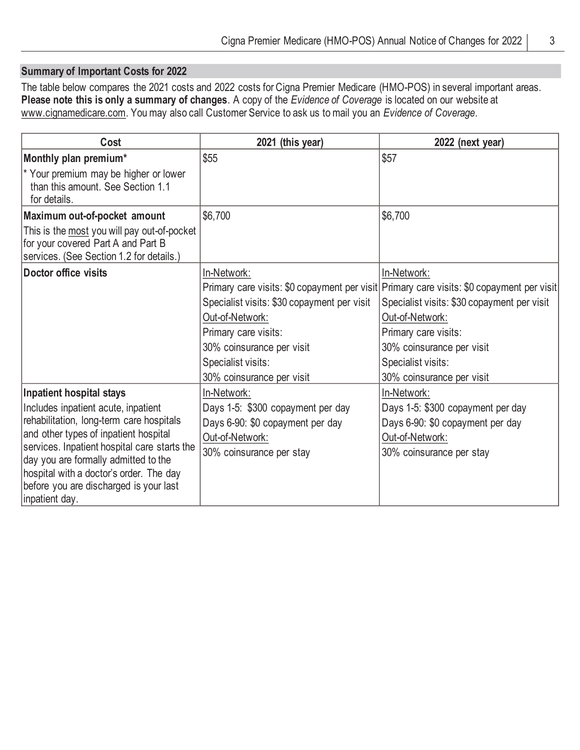## Summary of Important Costs for 2022

The table below compares the 2021 costs and 2022 costs for Cigna Premier Medicare (HMO-POS) in several important areas. **Please note this is only a summary of changes**. A copy of the *Evidence of Coverage* is located on our website at www.cignamedicare.com. You may also call Customer Service to ask us to mail you an *Evidence of Coverage*.

| Cost | 2021 (this year) | 2022 (next year) |
|---|---|---|
| **Monthly plan premium***<br>* Your premium may be higher or lower than this amount. See Section 1.1 for details. | $55 | $57 |
| **Maximum out-of-pocket amount**<br>This is the most you will pay out-of-pocket for your covered Part A and Part B services. (See Section 1.2 for details.) | $6,700 | $6,700 |
| **Doctor office visits** | In-Network:<br>Primary care visits: $0 copayment per visit<br>Specialist visits: $30 copayment per visit<br>Out-of-Network:<br>Primary care visits:<br>30% coinsurance per visit<br>Specialist visits:<br>30% coinsurance per visit | In-Network:<br>Primary care visits: $0 copayment per visit<br>Specialist visits: $30 copayment per visit<br>Out-of-Network:<br>Primary care visits:<br>30% coinsurance per visit<br>Specialist visits:<br>30% coinsurance per visit |
| **Inpatient hospital stays**<br>Includes inpatient acute, inpatient rehabilitation, long-term care hospitals and other types of inpatient hospital services. Inpatient hospital care starts the day you are formally admitted to the hospital with a doctor's order. The day before you are discharged is your last inpatient day. | In-Network:<br>Days 1-5: $300 copayment per day<br>Days 6-90: $0 copayment per day<br>Out-of-Network:<br>30% coinsurance per stay | In-Network:<br>Days 1-5: $300 copayment per day<br>Days 6-90: $0 copayment per day<br>Out-of-Network:<br>30% coinsurance per stay |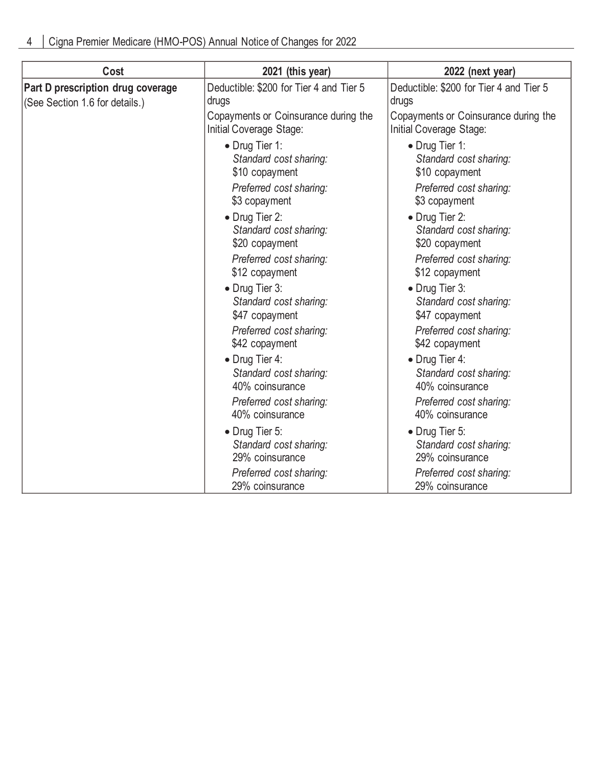| Cost | 2021 (this year) | 2022 (next year) |
|---|---|---|
| **Part D prescription drug coverage** (See Section 1.6 for details.) | Deductible: $200 for Tier 4 and Tier 5 drugs<br>Copayments or Coinsurance during the Initial Coverage Stage:<br>• Drug Tier 1: *Standard cost sharing:* $10 copayment *Preferred cost sharing:* $3 copayment<br>• Drug Tier 2: *Standard cost sharing:* $20 copayment *Preferred cost sharing:* $12 copayment<br>• Drug Tier 3: *Standard cost sharing:* $47 copayment *Preferred cost sharing:* $42 copayment<br>• Drug Tier 4: *Standard cost sharing:* 40% coinsurance *Preferred cost sharing:* 40% coinsurance<br>• Drug Tier 5: *Standard cost sharing:* 29% coinsurance *Preferred cost sharing:* 29% coinsurance | Deductible: $200 for Tier 4 and Tier 5 drugs<br>Copayments or Coinsurance during the Initial Coverage Stage:<br>• Drug Tier 1: *Standard cost sharing:* $10 copayment *Preferred cost sharing:* $3 copayment<br>• Drug Tier 2: *Standard cost sharing:* $20 copayment *Preferred cost sharing:* $12 copayment<br>• Drug Tier 3: *Standard cost sharing:* $47 copayment *Preferred cost sharing:* $42 copayment<br>• Drug Tier 4: *Standard cost sharing:* 40% coinsurance *Preferred cost sharing:* 40% coinsurance<br>• Drug Tier 5: *Standard cost sharing:* 29% coinsurance *Preferred cost sharing:* 29% coinsurance |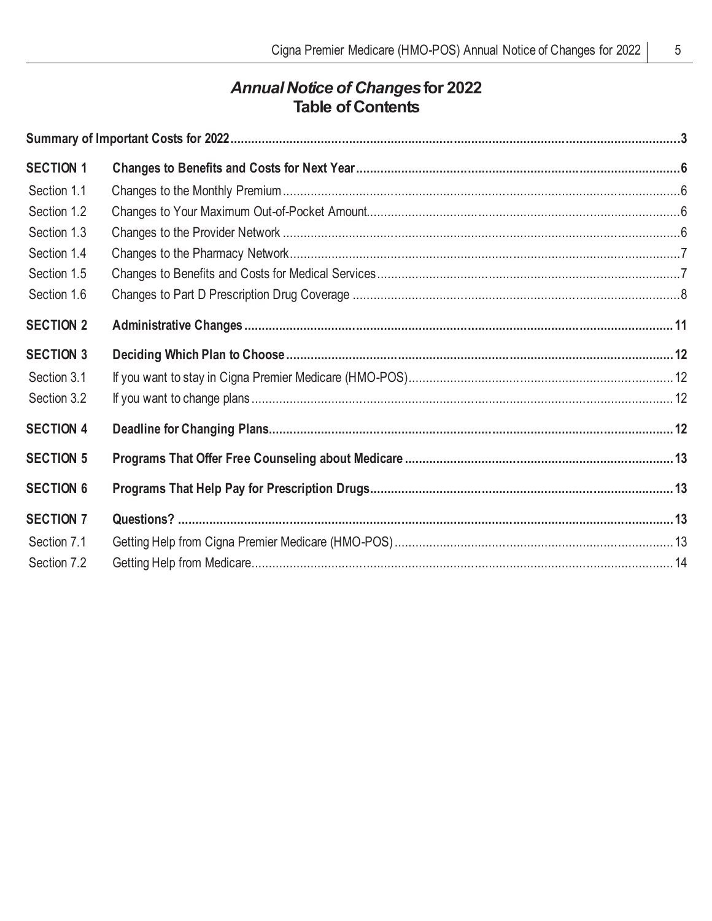# *Annual Notice of Changes* for 2022
## Table of Contents

| | | |
|---|---|---|
| **Summary of Important Costs for 2022** | | **3** |
| **SECTION 1** | **Changes to Benefits and Costs for Next Year** | **6** |
| Section 1.1 | Changes to the Monthly Premium | 6 |
| Section 1.2 | Changes to Your Maximum Out-of-Pocket Amount | 6 |
| Section 1.3 | Changes to the Provider Network | 6 |
| Section 1.4 | Changes to the Pharmacy Network | 7 |
| Section 1.5 | Changes to Benefits and Costs for Medical Services | 7 |
| Section 1.6 | Changes to Part D Prescription Drug Coverage | 8 |
| **SECTION 2** | **Administrative Changes** | **11** |
| **SECTION 3** | **Deciding Which Plan to Choose** | **12** |
| Section 3.1 | If you want to stay in Cigna Premier Medicare (HMO-POS) | 12 |
| Section 3.2 | If you want to change plans | 12 |
| **SECTION 4** | **Deadline for Changing Plans** | **12** |
| **SECTION 5** | **Programs That Offer Free Counseling about Medicare** | **13** |
| **SECTION 6** | **Programs That Help Pay for Prescription Drugs** | **13** |
| **SECTION 7** | **Questions?** | **13** |
| Section 7.1 | Getting Help from Cigna Premier Medicare (HMO-POS) | 13 |
| Section 7.2 | Getting Help from Medicare | 14 |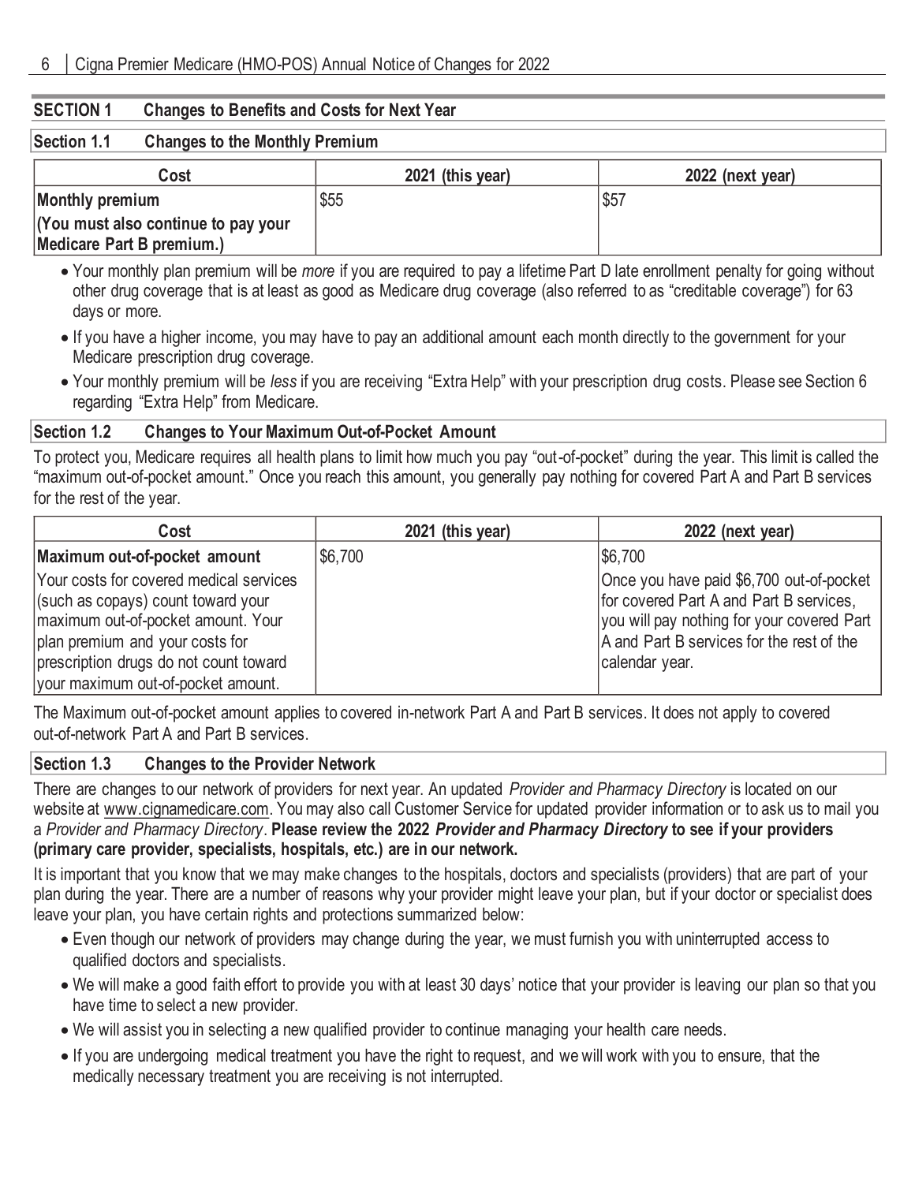## SECTION 1 Changes to Benefits and Costs for Next Year

### Section 1.1 Changes to the Monthly Premium

| Cost | 2021 (this year) | 2022 (next year) |
|---|---|---|
| **Monthly premium**<br>**(You must also continue to pay your Medicare Part B premium.)** | $55 | $57 |

- Your monthly plan premium will be *more* if you are required to pay a lifetime Part D late enrollment penalty for going without other drug coverage that is at least as good as Medicare drug coverage (also referred to as "creditable coverage") for 63 days or more.
- If you have a higher income, you may have to pay an additional amount each month directly to the government for your Medicare prescription drug coverage.
- Your monthly premium will be *less* if you are receiving "Extra Help" with your prescription drug costs. Please see Section 6 regarding "Extra Help" from Medicare.

### Section 1.2 Changes to Your Maximum Out-of-Pocket Amount

To protect you, Medicare requires all health plans to limit how much you pay "out-of-pocket" during the year. This limit is called the "maximum out-of-pocket amount." Once you reach this amount, you generally pay nothing for covered Part A and Part B services for the rest of the year.

| Cost | 2021 (this year) | 2022 (next year) |
|---|---|---|
| **Maximum out-of-pocket amount**<br>Your costs for covered medical services (such as copays) count toward your maximum out-of-pocket amount. Your plan premium and your costs for prescription drugs do not count toward your maximum out-of-pocket amount. | $6,700 | $6,700<br>Once you have paid $6,700 out-of-pocket for covered Part A and Part B services, you will pay nothing for your covered Part A and Part B services for the rest of the calendar year. |

The Maximum out-of-pocket amount applies to covered in-network Part A and Part B services. It does not apply to covered out-of-network Part A and Part B services.

### Section 1.3 Changes to the Provider Network

There are changes to our network of providers for next year. An updated *Provider and Pharmacy Directory* is located on our website at www.cignamedicare.com. You may also call Customer Service for updated provider information or to ask us to mail you a *Provider and Pharmacy Directory*. **Please review the 2022 *Provider and Pharmacy Directory* to see if your providers (primary care provider, specialists, hospitals, etc.) are in our network.**

It is important that you know that we may make changes to the hospitals, doctors and specialists (providers) that are part of your plan during the year. There are a number of reasons why your provider might leave your plan, but if your doctor or specialist does leave your plan, you have certain rights and protections summarized below:

- Even though our network of providers may change during the year, we must furnish you with uninterrupted access to qualified doctors and specialists.
- We will make a good faith effort to provide you with at least 30 days' notice that your provider is leaving our plan so that you have time to select a new provider.
- We will assist you in selecting a new qualified provider to continue managing your health care needs.
- If you are undergoing medical treatment you have the right to request, and we will work with you to ensure, that the medically necessary treatment you are receiving is not interrupted.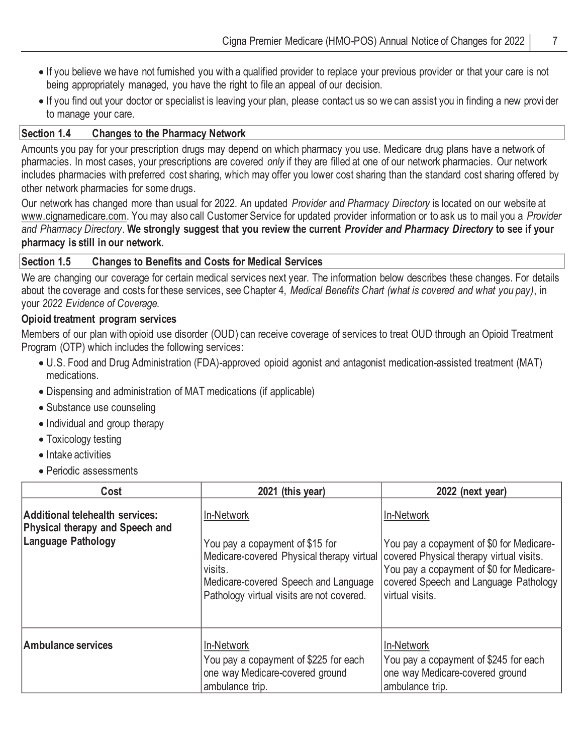- If you believe we have not furnished you with a qualified provider to replace your previous provider or that your care is not being appropriately managed, you have the right to file an appeal of our decision.
- If you find out your doctor or specialist is leaving your plan, please contact us so we can assist you in finding a new provider to manage your care.

### Section 1.4 Changes to the Pharmacy Network

Amounts you pay for your prescription drugs may depend on which pharmacy you use. Medicare drug plans have a network of pharmacies. In most cases, your prescriptions are covered *only* if they are filled at one of our network pharmacies. Our network includes pharmacies with preferred cost sharing, which may offer you lower cost sharing than the standard cost sharing offered by other network pharmacies for some drugs.

Our network has changed more than usual for 2022. An updated *Provider and Pharmacy Directory* is located on our website at www.cignamedicare.com. You may also call Customer Service for updated provider information or to ask us to mail you a *Provider and Pharmacy Directory*. **We strongly suggest that you review the current *Provider and Pharmacy Directory* to see if your pharmacy is still in our network.**

### Section 1.5 Changes to Benefits and Costs for Medical Services

We are changing our coverage for certain medical services next year. The information below describes these changes. For details about the coverage and costs for these services, see Chapter 4, *Medical Benefits Chart (what is covered and what you pay)*, in your *2022 Evidence of Coverage.*

**Opioid treatment program services**

Members of our plan with opioid use disorder (OUD) can receive coverage of services to treat OUD through an Opioid Treatment Program (OTP) which includes the following services:

- U.S. Food and Drug Administration (FDA)-approved opioid agonist and antagonist medication-assisted treatment (MAT) medications.
- Dispensing and administration of MAT medications (if applicable)
- Substance use counseling
- Individual and group therapy
- Toxicology testing
- Intake activities
- Periodic assessments

| Cost | 2021 (this year) | 2022 (next year) |
|---|---|---|
| **Additional telehealth services: Physical therapy and Speech and Language Pathology** | In-Network<br><br>You pay a copayment of $15 for Medicare-covered Physical therapy virtual visits.<br>Medicare-covered Speech and Language Pathology virtual visits are not covered. | In-Network<br><br>You pay a copayment of $0 for Medicare-covered Physical therapy virtual visits.<br>You pay a copayment of $0 for Medicare-covered Speech and Language Pathology virtual visits. |
| **Ambulance services** | In-Network<br>You pay a copayment of $225 for each one way Medicare-covered ground ambulance trip. | In-Network<br>You pay a copayment of $245 for each one way Medicare-covered ground ambulance trip. |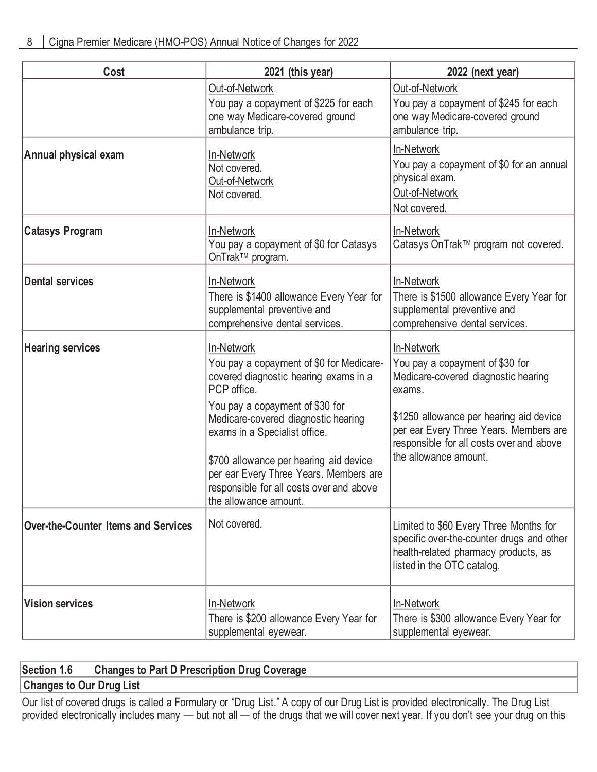| Cost | 2021 (this year) | 2022 (next year) |
|---|---|---|
| | Out-of-Network<br>You pay a copayment of $225 for each one way Medicare-covered ground ambulance trip. | Out-of-Network<br>You pay a copayment of $245 for each one way Medicare-covered ground ambulance trip. |
| **Annual physical exam** | In-Network<br>Not covered.<br>Out-of-Network<br>Not covered. | In-Network<br>You pay a copayment of $0 for an annual physical exam.<br>Out-of-Network<br>Not covered. |
| **Catasys Program** | In-Network<br>You pay a copayment of $0 for Catasys OnTrak™ program. | In-Network<br>Catasys OnTrak™ program not covered. |
| **Dental services** | In-Network<br>There is $1400 allowance Every Year for supplemental preventive and comprehensive dental services. | In-Network<br>There is $1500 allowance Every Year for supplemental preventive and comprehensive dental services. |
| **Hearing services** | In-Network<br>You pay a copayment of $0 for Medicare-covered diagnostic hearing exams in a PCP office.<br>You pay a copayment of $30 for Medicare-covered diagnostic hearing exams in a Specialist office.<br>$700 allowance per hearing aid device per ear Every Three Years. Members are responsible for all costs over and above the allowance amount. | In-Network<br>You pay a copayment of $30 for Medicare-covered diagnostic hearing exams.<br>$1250 allowance per hearing aid device per ear Every Three Years. Members are responsible for all costs over and above the allowance amount. |
| **Over-the-Counter Items and Services** | Not covered. | Limited to $60 Every Three Months for specific over-the-counter drugs and other health-related pharmacy products, as listed in the OTC catalog. |
| **Vision services** | In-Network<br>There is $200 allowance Every Year for supplemental eyewear. | In-Network<br>There is $300 allowance Every Year for supplemental eyewear. |

## Section 1.6 Changes to Part D Prescription Drug Coverage

### Changes to Our Drug List

Our list of covered drugs is called a Formulary or "Drug List." A copy of our Drug List is provided electronically. The Drug List provided electronically includes many — but not all — of the drugs that we will cover next year. If you don't see your drug on this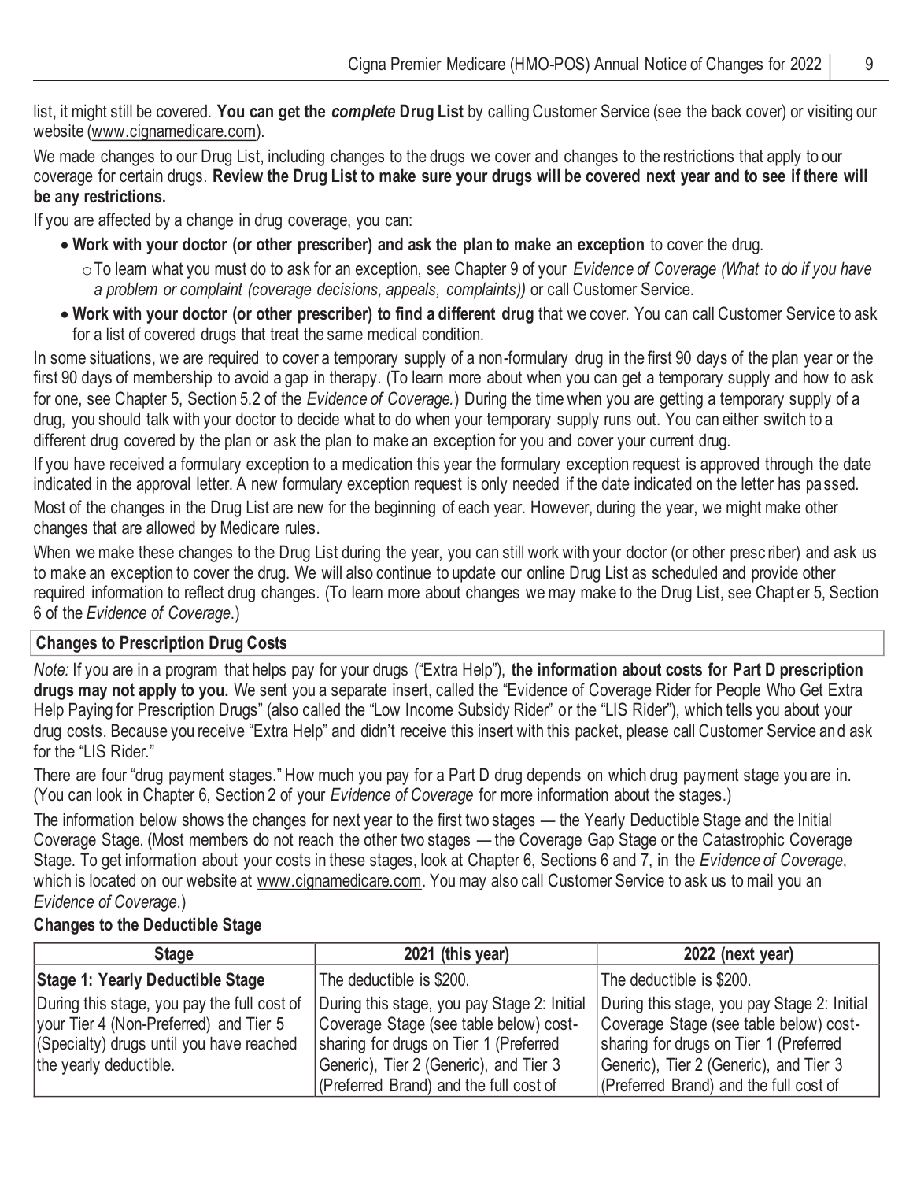list, it might still be covered. **You can get the *complete* Drug List** by calling Customer Service (see the back cover) or visiting our website (www.cignamedicare.com).

We made changes to our Drug List, including changes to the drugs we cover and changes to the restrictions that apply to our coverage for certain drugs. **Review the Drug List to make sure your drugs will be covered next year and to see if there will be any restrictions.**

If you are affected by a change in drug coverage, you can:

- **Work with your doctor (or other prescriber) and ask the plan to make an exception** to cover the drug.
  - To learn what you must do to ask for an exception, see Chapter 9 of your *Evidence of Coverage (What to do if you have a problem or complaint (coverage decisions, appeals, complaints))* or call Customer Service.
- **Work with your doctor (or other prescriber) to find a different drug** that we cover. You can call Customer Service to ask for a list of covered drugs that treat the same medical condition.

In some situations, we are required to cover a temporary supply of a non-formulary drug in the first 90 days of the plan year or the first 90 days of membership to avoid a gap in therapy. (To learn more about when you can get a temporary supply and how to ask for one, see Chapter 5, Section 5.2 of the *Evidence of Coverage.*) During the time when you are getting a temporary supply of a drug, you should talk with your doctor to decide what to do when your temporary supply runs out. You can either switch to a different drug covered by the plan or ask the plan to make an exception for you and cover your current drug.

If you have received a formulary exception to a medication this year the formulary exception request is approved through the date indicated in the approval letter. A new formulary exception request is only needed if the date indicated on the letter has passed.

Most of the changes in the Drug List are new for the beginning of each year. However, during the year, we might make other changes that are allowed by Medicare rules.

When we make these changes to the Drug List during the year, you can still work with your doctor (or other prescriber) and ask us to make an exception to cover the drug. We will also continue to update our online Drug List as scheduled and provide other required information to reflect drug changes. (To learn more about changes we may make to the Drug List, see Chapter 5, Section 6 of the *Evidence of Coverage*.)

### Changes to Prescription Drug Costs

*Note:* If you are in a program that helps pay for your drugs ("Extra Help"), **the information about costs for Part D prescription drugs may not apply to you.** We sent you a separate insert, called the "Evidence of Coverage Rider for People Who Get Extra Help Paying for Prescription Drugs" (also called the "Low Income Subsidy Rider" or the "LIS Rider"), which tells you about your drug costs. Because you receive "Extra Help" and didn't receive this insert with this packet, please call Customer Service and ask for the "LIS Rider."

There are four "drug payment stages." How much you pay for a Part D drug depends on which drug payment stage you are in. (You can look in Chapter 6, Section 2 of your *Evidence of Coverage* for more information about the stages.)

The information below shows the changes for next year to the first two stages — the Yearly Deductible Stage and the Initial Coverage Stage. (Most members do not reach the other two stages — the Coverage Gap Stage or the Catastrophic Coverage Stage. To get information about your costs in these stages, look at Chapter 6, Sections 6 and 7, in the *Evidence of Coverage*, which is located on our website at www.cignamedicare.com. You may also call Customer Service to ask us to mail you an *Evidence of Coverage*.)

**Changes to the Deductible Stage**

| Stage | 2021 (this year) | 2022 (next year) |
|---|---|---|
| **Stage 1: Yearly Deductible Stage**<br>During this stage, you pay the full cost of your Tier 4 (Non-Preferred) and Tier 5 (Specialty) drugs until you have reached the yearly deductible. | The deductible is $200.<br>During this stage, you pay Stage 2: Initial Coverage Stage (see table below) cost-sharing for drugs on Tier 1 (Preferred Generic), Tier 2 (Generic), and Tier 3 (Preferred Brand) and the full cost of | The deductible is $200.<br>During this stage, you pay Stage 2: Initial Coverage Stage (see table below) cost-sharing for drugs on Tier 1 (Preferred Generic), Tier 2 (Generic), and Tier 3 (Preferred Brand) and the full cost of |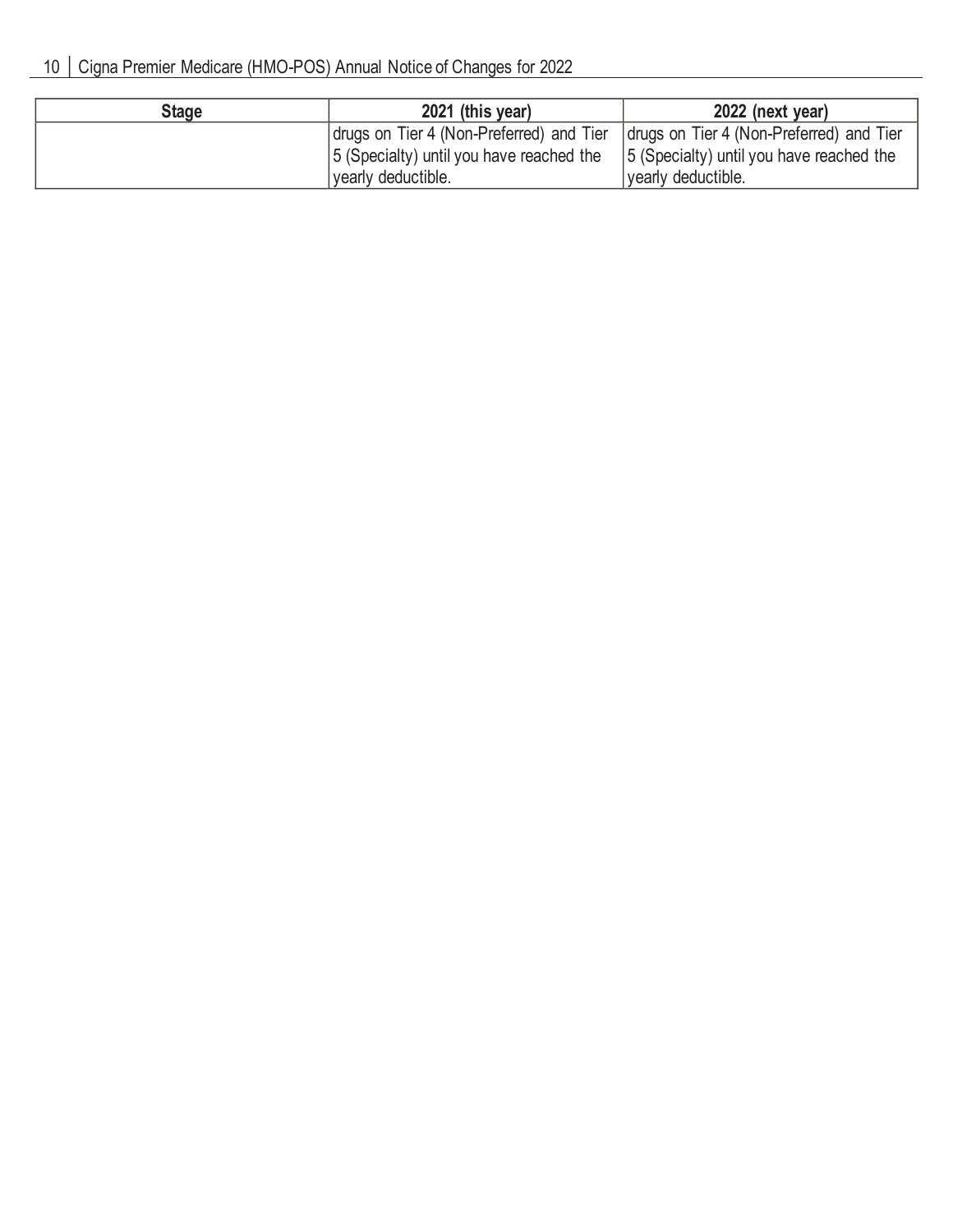| Stage | 2021 (this year) | 2022 (next year) |
| --- | --- | --- |
| | drugs on Tier 4 (Non-Preferred) and Tier 5 (Specialty) until you have reached the yearly deductible. | drugs on Tier 4 (Non-Preferred) and Tier 5 (Specialty) until you have reached the yearly deductible. |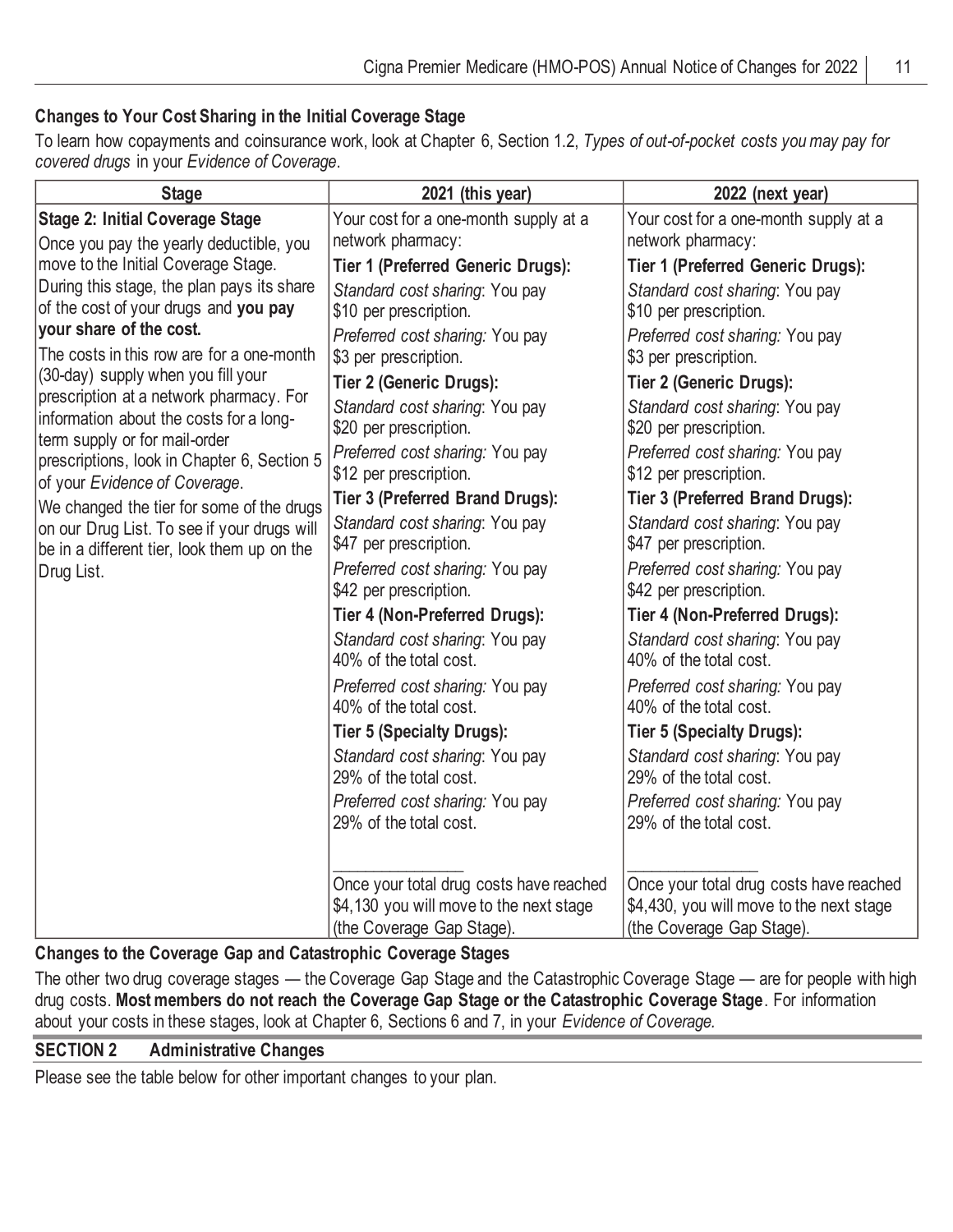### Changes to Your Cost Sharing in the Initial Coverage Stage

To learn how copayments and coinsurance work, look at Chapter 6, Section 1.2, *Types of out-of-pocket costs you may pay for covered drugs* in your *Evidence of Coverage*.

| Stage | 2021 (this year) | 2022 (next year) |
|---|---|---|
| **Stage 2: Initial Coverage Stage**<br>Once you pay the yearly deductible, you move to the Initial Coverage Stage. During this stage, the plan pays its share of the cost of your drugs and **you pay your share of the cost.**<br>The costs in this row are for a one-month (30-day) supply when you fill your prescription at a network pharmacy. For information about the costs for a long-term supply or for mail-order prescriptions, look in Chapter 6, Section 5 of your *Evidence of Coverage*.<br>We changed the tier for some of the drugs on our Drug List. To see if your drugs will be in a different tier, look them up on the Drug List. | Your cost for a one-month supply at a network pharmacy:<br>**Tier 1 (Preferred Generic Drugs):**<br>*Standard cost sharing*: You pay $10 per prescription.<br>*Preferred cost sharing:* You pay $3 per prescription.<br>**Tier 2 (Generic Drugs):**<br>*Standard cost sharing*: You pay $20 per prescription.<br>*Preferred cost sharing:* You pay $12 per prescription.<br>**Tier 3 (Preferred Brand Drugs):**<br>*Standard cost sharing*: You pay $47 per prescription.<br>*Preferred cost sharing:* You pay $42 per prescription.<br>**Tier 4 (Non-Preferred Drugs):**<br>*Standard cost sharing*: You pay 40% of the total cost.<br>*Preferred cost sharing:* You pay 40% of the total cost.<br>**Tier 5 (Specialty Drugs):**<br>*Standard cost sharing*: You pay 29% of the total cost.<br>*Preferred cost sharing:* You pay 29% of the total cost.<br>_______________<br>Once your total drug costs have reached $4,130 you will move to the next stage (the Coverage Gap Stage). | Your cost for a one-month supply at a network pharmacy:<br>**Tier 1 (Preferred Generic Drugs):**<br>*Standard cost sharing*: You pay $10 per prescription.<br>*Preferred cost sharing:* You pay $3 per prescription.<br>**Tier 2 (Generic Drugs):**<br>*Standard cost sharing*: You pay $20 per prescription.<br>*Preferred cost sharing:* You pay $12 per prescription.<br>**Tier 3 (Preferred Brand Drugs):**<br>*Standard cost sharing*: You pay $47 per prescription.<br>*Preferred cost sharing:* You pay $42 per prescription.<br>**Tier 4 (Non-Preferred Drugs):**<br>*Standard cost sharing*: You pay 40% of the total cost.<br>*Preferred cost sharing:* You pay 40% of the total cost.<br>**Tier 5 (Specialty Drugs):**<br>*Standard cost sharing*: You pay 29% of the total cost.<br>*Preferred cost sharing:* You pay 29% of the total cost.<br>_______________<br>Once your total drug costs have reached $4,430, you will move to the next stage (the Coverage Gap Stage). |

### Changes to the Coverage Gap and Catastrophic Coverage Stages

The other two drug coverage stages — the Coverage Gap Stage and the Catastrophic Coverage Stage — are for people with high drug costs. **Most members do not reach the Coverage Gap Stage or the Catastrophic Coverage Stage**. For information about your costs in these stages, look at Chapter 6, Sections 6 and 7, in your *Evidence of Coverage*.

## SECTION 2 Administrative Changes

Please see the table below for other important changes to your plan.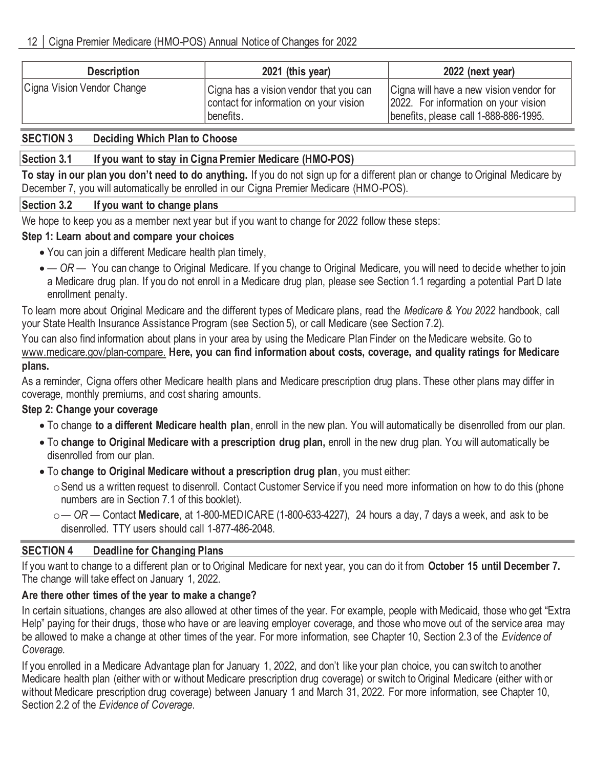| Description | 2021 (this year) | 2022 (next year) |
|---|---|---|
| Cigna Vision Vendor Change | Cigna has a vision vendor that you can contact for information on your vision benefits. | Cigna will have a new vision vendor for 2022. For information on your vision benefits, please call 1-888-886-1995. |

## SECTION 3 Deciding Which Plan to Choose

### Section 3.1 If you want to stay in Cigna Premier Medicare (HMO-POS)

**To stay in our plan you don't need to do anything.** If you do not sign up for a different plan or change to Original Medicare by December 7, you will automatically be enrolled in our Cigna Premier Medicare (HMO-POS).

### Section 3.2 If you want to change plans

We hope to keep you as a member next year but if you want to change for 2022 follow these steps:

**Step 1: Learn about and compare your choices**

- You can join a different Medicare health plan timely,
- *— OR —* You can change to Original Medicare. If you change to Original Medicare, you will need to decide whether to join a Medicare drug plan. If you do not enroll in a Medicare drug plan, please see Section 1.1 regarding a potential Part D late enrollment penalty.

To learn more about Original Medicare and the different types of Medicare plans, read the *Medicare & You 2022* handbook, call your State Health Insurance Assistance Program (see Section 5), or call Medicare (see Section 7.2).

You can also find information about plans in your area by using the Medicare Plan Finder on the Medicare website. Go to www.medicare.gov/plan-compare. **Here, you can find information about costs, coverage, and quality ratings for Medicare plans.**

As a reminder, Cigna offers other Medicare health plans and Medicare prescription drug plans. These other plans may differ in coverage, monthly premiums, and cost sharing amounts.

**Step 2: Change your coverage**

- To change **to a different Medicare health plan**, enroll in the new plan. You will automatically be disenrolled from our plan.
- To **change to Original Medicare with a prescription drug plan,** enroll in the new drug plan. You will automatically be disenrolled from our plan.
- To **change to Original Medicare without a prescription drug plan**, you must either:
  - Send us a written request to disenroll. Contact Customer Service if you need more information on how to do this (phone numbers are in Section 7.1 of this booklet).
  - *— OR —* Contact **Medicare**, at 1-800-MEDICARE (1-800-633-4227), 24 hours a day, 7 days a week, and ask to be disenrolled. TTY users should call 1-877-486-2048.

## SECTION 4 Deadline for Changing Plans

If you want to change to a different plan or to Original Medicare for next year, you can do it from **October 15 until December 7.** The change will take effect on January 1, 2022.

**Are there other times of the year to make a change?**

In certain situations, changes are also allowed at other times of the year. For example, people with Medicaid, those who get "Extra Help" paying for their drugs, those who have or are leaving employer coverage, and those who move out of the service area may be allowed to make a change at other times of the year. For more information, see Chapter 10, Section 2.3 of the *Evidence of Coverage.*

If you enrolled in a Medicare Advantage plan for January 1, 2022, and don't like your plan choice, you can switch to another Medicare health plan (either with or without Medicare prescription drug coverage) or switch to Original Medicare (either with or without Medicare prescription drug coverage) between January 1 and March 31, 2022. For more information, see Chapter 10, Section 2.2 of the *Evidence of Coverage*.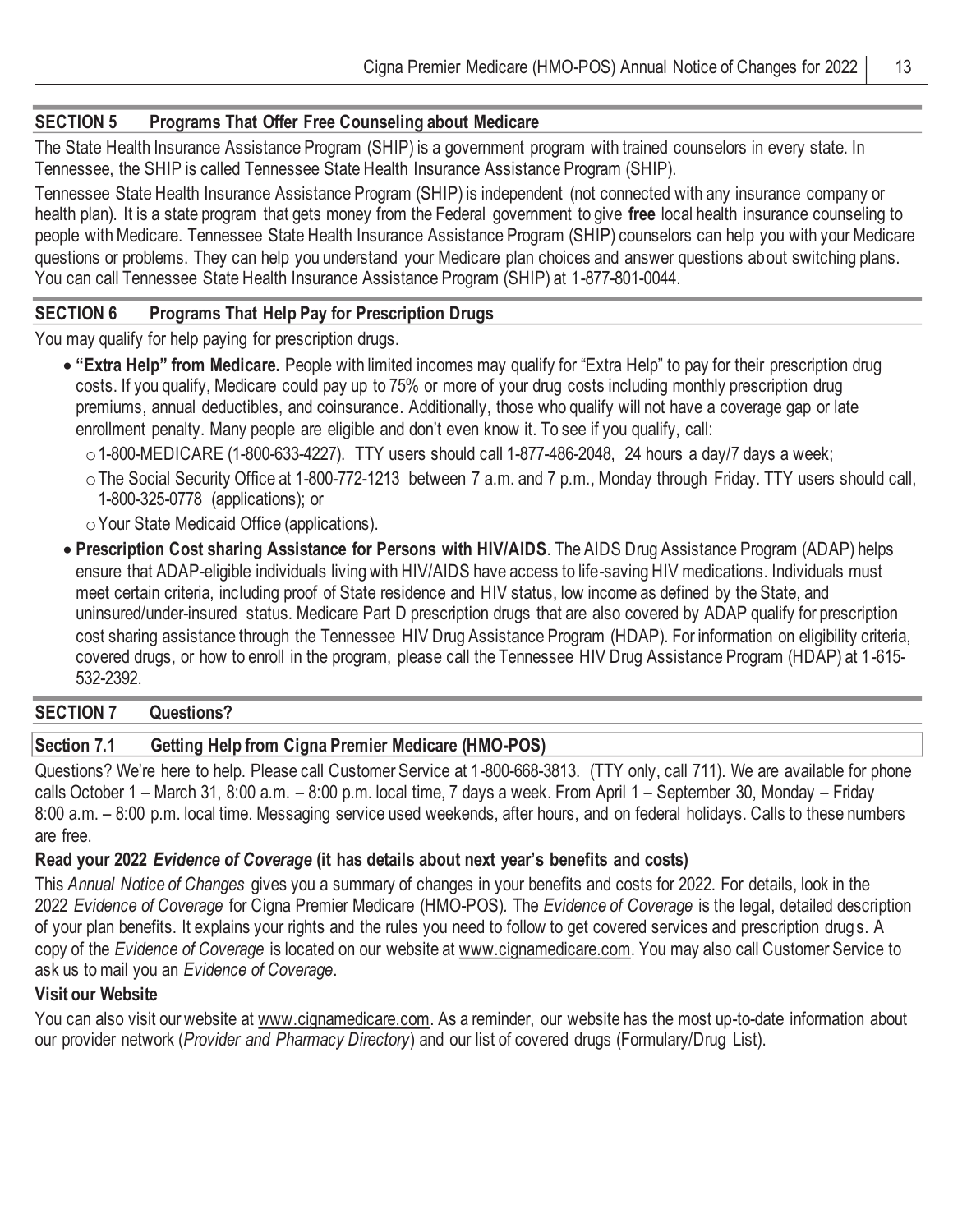## SECTION 5 Programs That Offer Free Counseling about Medicare

The State Health Insurance Assistance Program (SHIP) is a government program with trained counselors in every state. In Tennessee, the SHIP is called Tennessee State Health Insurance Assistance Program (SHIP).

Tennessee State Health Insurance Assistance Program (SHIP) is independent (not connected with any insurance company or health plan). It is a state program that gets money from the Federal government to give **free** local health insurance counseling to people with Medicare. Tennessee State Health Insurance Assistance Program (SHIP) counselors can help you with your Medicare questions or problems. They can help you understand your Medicare plan choices and answer questions about switching plans. You can call Tennessee State Health Insurance Assistance Program (SHIP) at 1-877-801-0044.

## SECTION 6 Programs That Help Pay for Prescription Drugs

You may qualify for help paying for prescription drugs.

- **"Extra Help" from Medicare.** People with limited incomes may qualify for "Extra Help" to pay for their prescription drug costs. If you qualify, Medicare could pay up to 75% or more of your drug costs including monthly prescription drug premiums, annual deductibles, and coinsurance. Additionally, those who qualify will not have a coverage gap or late enrollment penalty. Many people are eligible and don't even know it. To see if you qualify, call:
  - 1-800-MEDICARE (1-800-633-4227). TTY users should call 1-877-486-2048, 24 hours a day/7 days a week;
  - The Social Security Office at 1-800-772-1213 between 7 a.m. and 7 p.m., Monday through Friday. TTY users should call, 1-800-325-0778 (applications); or
  - Your State Medicaid Office (applications).
- **Prescription Cost sharing Assistance for Persons with HIV/AIDS**. The AIDS Drug Assistance Program (ADAP) helps ensure that ADAP-eligible individuals living with HIV/AIDS have access to life-saving HIV medications. Individuals must meet certain criteria, including proof of State residence and HIV status, low income as defined by the State, and uninsured/under-insured status. Medicare Part D prescription drugs that are also covered by ADAP qualify for prescription cost sharing assistance through the Tennessee HIV Drug Assistance Program (HDAP). For information on eligibility criteria, covered drugs, or how to enroll in the program, please call the Tennessee HIV Drug Assistance Program (HDAP) at 1-615-532-2392.

## SECTION 7 Questions?

### Section 7.1 Getting Help from Cigna Premier Medicare (HMO-POS)

Questions? We're here to help. Please call Customer Service at 1-800-668-3813. (TTY only, call 711). We are available for phone calls October 1 – March 31, 8:00 a.m. – 8:00 p.m. local time, 7 days a week. From April 1 – September 30, Monday – Friday 8:00 a.m. – 8:00 p.m. local time. Messaging service used weekends, after hours, and on federal holidays. Calls to these numbers are free.

**Read your 2022 *Evidence of Coverage* (it has details about next year's benefits and costs)**

This *Annual Notice of Changes* gives you a summary of changes in your benefits and costs for 2022. For details, look in the 2022 *Evidence of Coverage* for Cigna Premier Medicare (HMO-POS). The *Evidence of Coverage* is the legal, detailed description of your plan benefits. It explains your rights and the rules you need to follow to get covered services and prescription drugs. A copy of the *Evidence of Coverage* is located on our website at www.cignamedicare.com. You may also call Customer Service to ask us to mail you an *Evidence of Coverage*.

**Visit our Website**

You can also visit our website at www.cignamedicare.com. As a reminder, our website has the most up-to-date information about our provider network (*Provider and Pharmacy Directory*) and our list of covered drugs (Formulary/Drug List).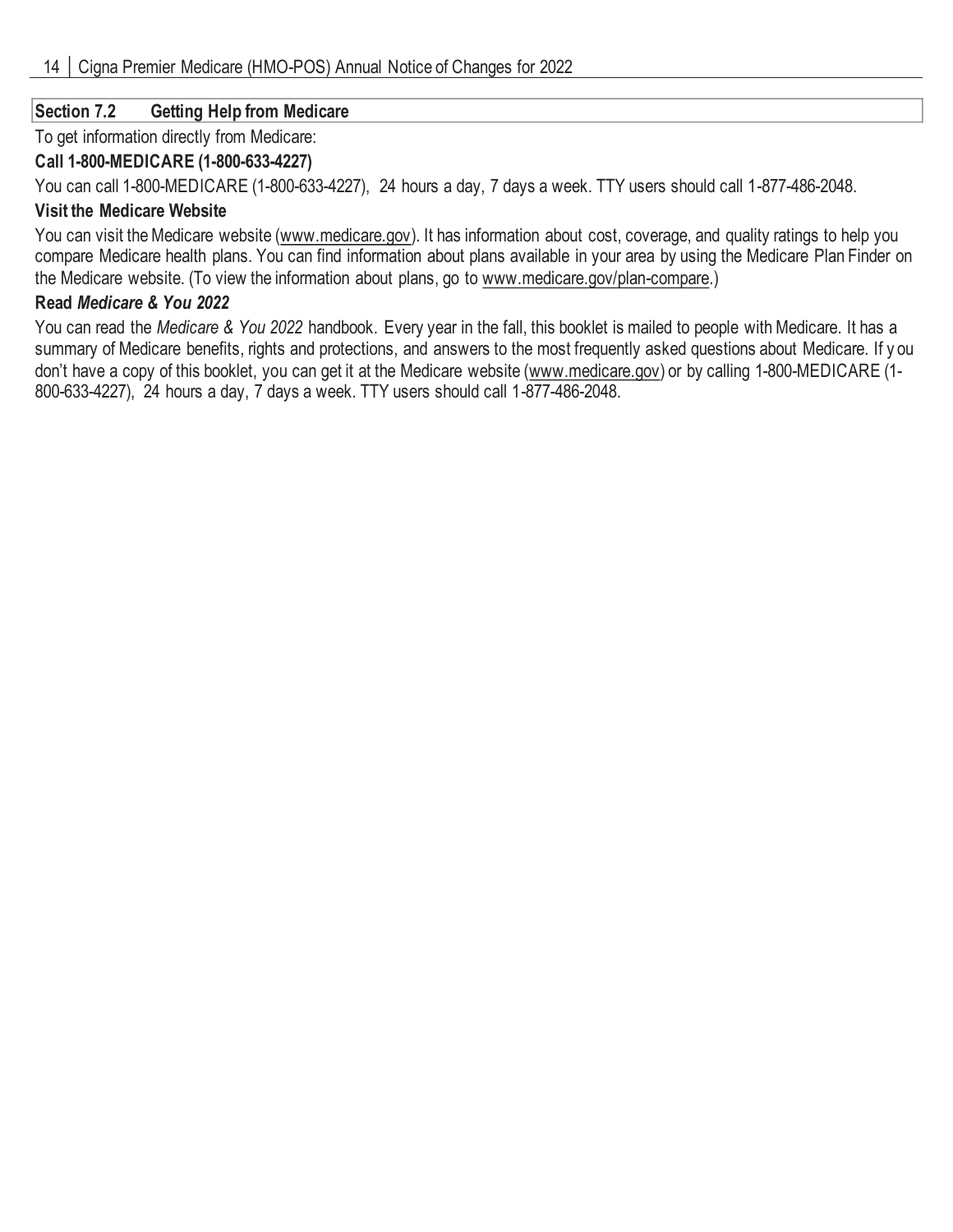## Section 7.2 Getting Help from Medicare

To get information directly from Medicare:

**Call 1-800-MEDICARE (1-800-633-4227)**

You can call 1-800-MEDICARE (1-800-633-4227), 24 hours a day, 7 days a week. TTY users should call 1-877-486-2048.

**Visit the Medicare Website**

You can visit the Medicare website (www.medicare.gov). It has information about cost, coverage, and quality ratings to help you compare Medicare health plans. You can find information about plans available in your area by using the Medicare Plan Finder on the Medicare website. (To view the information about plans, go to www.medicare.gov/plan-compare.)

**Read *Medicare & You 2022***

You can read the *Medicare & You 2022* handbook. Every year in the fall, this booklet is mailed to people with Medicare. It has a summary of Medicare benefits, rights and protections, and answers to the most frequently asked questions about Medicare. If you don't have a copy of this booklet, you can get it at the Medicare website (www.medicare.gov) or by calling 1-800-MEDICARE (1-800-633-4227), 24 hours a day, 7 days a week. TTY users should call 1-877-486-2048.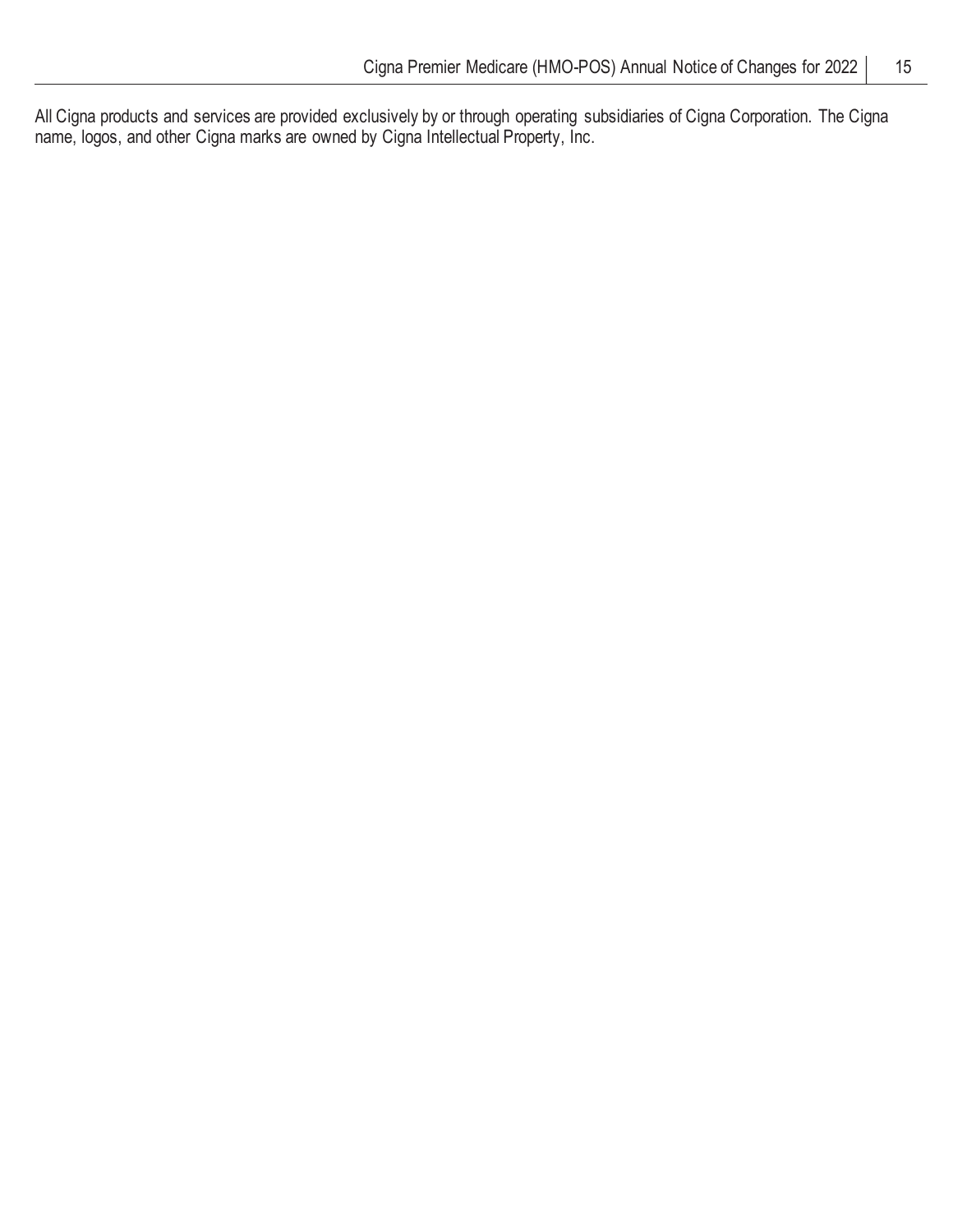All Cigna products and services are provided exclusively by or through operating subsidiaries of Cigna Corporation. The Cigna name, logos, and other Cigna marks are owned by Cigna Intellectual Property, Inc.